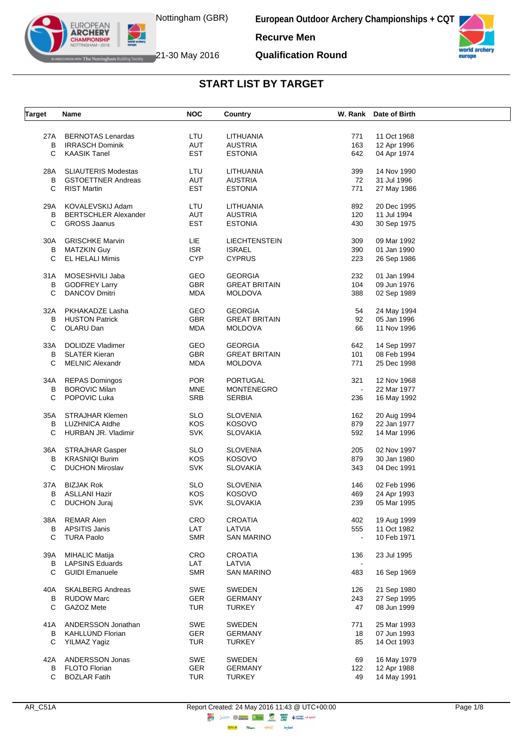Nottingham (GBR)

21-30 May 2016

**European Outdoor Archery Championships + CQT**

**Recurve Men**

**Qualification Round**

## START LIST BY TARGET

| Target | Name | NOC | Country | W. Rank | Date of Birth |
|---|---|---|---|---|---|
| 27A | BERNOTAS Lenardas | LTU | LITHUANIA | 771 | 11 Oct 1968 |
| B | IRRASCH Dominik | AUT | AUSTRIA | 163 | 12 Apr 1996 |
| C | KAASIK Tanel | EST | ESTONIA | 642 | 04 Apr 1974 |
| 28A | SLIAUTERIS Modestas | LTU | LITHUANIA | 399 | 14 Nov 1990 |
| B | GSTOETTNER Andreas | AUT | AUSTRIA | 72 | 31 Jul 1996 |
| C | RIST Martin | EST | ESTONIA | 771 | 27 May 1986 |
| 29A | KOVALEVSKIJ Adam | LTU | LITHUANIA | 892 | 20 Dec 1995 |
| B | BERTSCHLER Alexander | AUT | AUSTRIA | 120 | 11 Jul 1994 |
| C | GROSS Jaanus | EST | ESTONIA | 430 | 30 Sep 1975 |
| 30A | GRISCHKE Marvin | LIE | LIECHTENSTEIN | 309 | 09 Mar 1992 |
| B | MATZKIN Guy | ISR | ISRAEL | 390 | 01 Jan 1990 |
| C | EL HELALI Mimis | CYP | CYPRUS | 223 | 26 Sep 1986 |
| 31A | MOSESHVILI Jaba | GEO | GEORGIA | 232 | 01 Jan 1994 |
| B | GODFREY Larry | GBR | GREAT BRITAIN | 104 | 09 Jun 1976 |
| C | DANCOV Dmitri | MDA | MOLDOVA | 388 | 02 Sep 1989 |
| 32A | PKHAKADZE Lasha | GEO | GEORGIA | 54 | 24 May 1994 |
| B | HUSTON Patrick | GBR | GREAT BRITAIN | 92 | 05 Jan 1996 |
| C | OLARU Dan | MDA | MOLDOVA | 66 | 11 Nov 1996 |
| 33A | DOLIDZE Vladimer | GEO | GEORGIA | 642 | 14 Sep 1997 |
| B | SLATER Kieran | GBR | GREAT BRITAIN | 101 | 08 Feb 1994 |
| C | MELNIC Alexandr | MDA | MOLDOVA | 771 | 25 Dec 1998 |
| 34A | REPAS Domingos | POR | PORTUGAL | 321 | 12 Nov 1968 |
| B | BOROVIC Milan | MNE | MONTENEGRO | - | 22 Mar 1977 |
| C | POPOVIC Luka | SRB | SERBIA | 236 | 16 May 1992 |
| 35A | STRAJHAR Klemen | SLO | SLOVENIA | 162 | 20 Aug 1994 |
| B | LUZHNICA Atdhe | KOS | KOSOVO | 879 | 22 Jan 1977 |
| C | HURBAN JR. Vladimir | SVK | SLOVAKIA | 592 | 14 Mar 1996 |
| 36A | STRAJHAR Gasper | SLO | SLOVENIA | 205 | 02 Nov 1997 |
| B | KRASNIQI Burim | KOS | KOSOVO | 879 | 30 Jan 1980 |
| C | DUCHON Miroslav | SVK | SLOVAKIA | 343 | 04 Dec 1991 |
| 37A | BIZJAK Rok | SLO | SLOVENIA | 146 | 02 Feb 1996 |
| B | ASLLANI Hazir | KOS | KOSOVO | 469 | 24 Apr 1993 |
| C | DUCHON Juraj | SVK | SLOVAKIA | 239 | 05 Mar 1995 |
| 38A | REMAR Alen | CRO | CROATIA | 402 | 19 Aug 1999 |
| B | APSITIS Janis | LAT | LATVIA | 555 | 11 Oct 1982 |
| C | TURA Paolo | SMR | SAN MARINO | - | 10 Feb 1971 |
| 39A | MIHALIC Matija | CRO | CROATIA | 136 | 23 Jul 1995 |
| B | LAPSINS Eduards | LAT | LATVIA | - | |
| C | GUIDI Emanuele | SMR | SAN MARINO | 483 | 16 Sep 1969 |
| 40A | SKALBERG Andreas | SWE | SWEDEN | 126 | 21 Sep 1980 |
| B | RUDOW Marc | GER | GERMANY | 243 | 27 Sep 1995 |
| C | GAZOZ Mete | TUR | TURKEY | 47 | 08 Jun 1999 |
| 41A | ANDERSSON Jonathan | SWE | SWEDEN | 771 | 25 Mar 1993 |
| B | KAHLLUND Florian | GER | GERMANY | 18 | 07 Jun 1993 |
| C | YILMAZ Yagiz | TUR | TURKEY | 85 | 14 Oct 1993 |
| 42A | ANDERSSON Jonas | SWE | SWEDEN | 69 | 16 May 1979 |
| B | FLOTO Florian | GER | GERMANY | 122 | 12 Apr 1988 |
| C | BOZLAR Fatih | TUR | TURKEY | 49 | 14 May 1991 |

AR_C51A

Report Created: 24 May 2016 11:43 @ UTC+00:00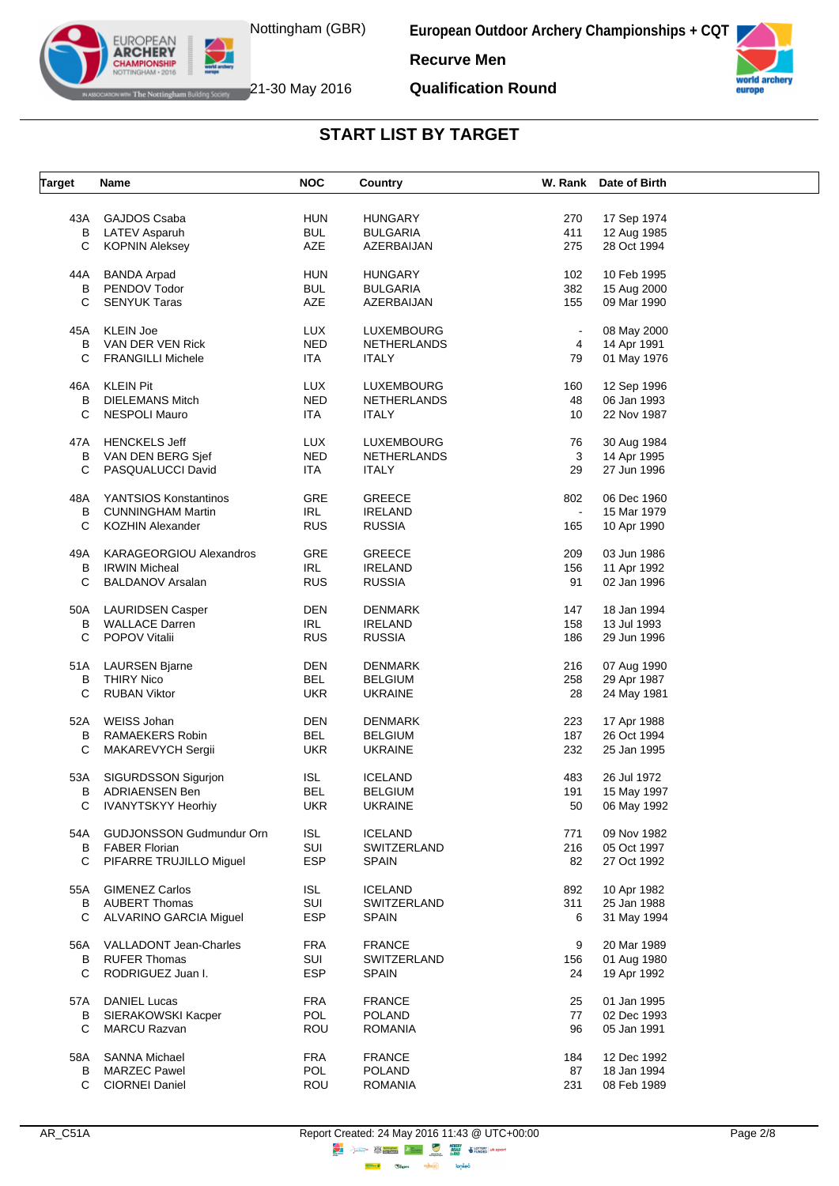## START LIST BY TARGET

| Target | Name | NOC | Country | W. Rank | Date of Birth |
|---|---|---|---|---|---|
| 43A | GAJDOS Csaba | HUN | HUNGARY | 270 | 17 Sep 1974 |
| B | LATEV Asparuh | BUL | BULGARIA | 411 | 12 Aug 1985 |
| C | KOPNIN Aleksey | AZE | AZERBAIJAN | 275 | 28 Oct 1994 |
| 44A | BANDA Arpad | HUN | HUNGARY | 102 | 10 Feb 1995 |
| B | PENDOV Todor | BUL | BULGARIA | 382 | 15 Aug 2000 |
| C | SENYUK Taras | AZE | AZERBAIJAN | 155 | 09 Mar 1990 |
| 45A | KLEIN Joe | LUX | LUXEMBOURG | - | 08 May 2000 |
| B | VAN DER VEN Rick | NED | NETHERLANDS | 4 | 14 Apr 1991 |
| C | FRANGILLI Michele | ITA | ITALY | 79 | 01 May 1976 |
| 46A | KLEIN Pit | LUX | LUXEMBOURG | 160 | 12 Sep 1996 |
| B | DIELEMANS Mitch | NED | NETHERLANDS | 48 | 06 Jan 1993 |
| C | NESPOLI Mauro | ITA | ITALY | 10 | 22 Nov 1987 |
| 47A | HENCKELS Jeff | LUX | LUXEMBOURG | 76 | 30 Aug 1984 |
| B | VAN DEN BERG Sjef | NED | NETHERLANDS | 3 | 14 Apr 1995 |
| C | PASQUALUCCI David | ITA | ITALY | 29 | 27 Jun 1996 |
| 48A | YANTSIOS Konstantinos | GRE | GREECE | 802 | 06 Dec 1960 |
| B | CUNNINGHAM Martin | IRL | IRELAND | - | 15 Mar 1979 |
| C | KOZHIN Alexander | RUS | RUSSIA | 165 | 10 Apr 1990 |
| 49A | KARAGEORGIOU Alexandros | GRE | GREECE | 209 | 03 Jun 1986 |
| B | IRWIN Micheal | IRL | IRELAND | 156 | 11 Apr 1992 |
| C | BALDANOV Arsalan | RUS | RUSSIA | 91 | 02 Jan 1996 |
| 50A | LAURIDSEN Casper | DEN | DENMARK | 147 | 18 Jan 1994 |
| B | WALLACE Darren | IRL | IRELAND | 158 | 13 Jul 1993 |
| C | POPOV Vitalii | RUS | RUSSIA | 186 | 29 Jun 1996 |
| 51A | LAURSEN Bjarne | DEN | DENMARK | 216 | 07 Aug 1990 |
| B | THIRY Nico | BEL | BELGIUM | 258 | 29 Apr 1987 |
| C | RUBAN Viktor | UKR | UKRAINE | 28 | 24 May 1981 |
| 52A | WEISS Johan | DEN | DENMARK | 223 | 17 Apr 1988 |
| B | RAMAEKERS Robin | BEL | BELGIUM | 187 | 26 Oct 1994 |
| C | MAKAREVYCH Sergii | UKR | UKRAINE | 232 | 25 Jan 1995 |
| 53A | SIGURDSSON Sigurjon | ISL | ICELAND | 483 | 26 Jul 1972 |
| B | ADRIAENSEN Ben | BEL | BELGIUM | 191 | 15 May 1997 |
| C | IVANYTSKYY Heorhiy | UKR | UKRAINE | 50 | 06 May 1992 |
| 54A | GUDJONSSON Gudmundur Orn | ISL | ICELAND | 771 | 09 Nov 1982 |
| B | FABER Florian | SUI | SWITZERLAND | 216 | 05 Oct 1997 |
| C | PIFARRE TRUJILLO Miguel | ESP | SPAIN | 82 | 27 Oct 1992 |
| 55A | GIMENEZ Carlos | ISL | ICELAND | 892 | 10 Apr 1982 |
| B | AUBERT Thomas | SUI | SWITZERLAND | 311 | 25 Jan 1988 |
| C | ALVARINO GARCIA Miguel | ESP | SPAIN | 6 | 31 May 1994 |
| 56A | VALLADONT Jean-Charles | FRA | FRANCE | 9 | 20 Mar 1989 |
| B | RUFER Thomas | SUI | SWITZERLAND | 156 | 01 Aug 1980 |
| C | RODRIGUEZ Juan I. | ESP | SPAIN | 24 | 19 Apr 1992 |
| 57A | DANIEL Lucas | FRA | FRANCE | 25 | 01 Jan 1995 |
| B | SIERAKOWSKI Kacper | POL | POLAND | 77 | 02 Dec 1993 |
| C | MARCU Razvan | ROU | ROMANIA | 96 | 05 Jan 1991 |
| 58A | SANNA Michael | FRA | FRANCE | 184 | 12 Dec 1992 |
| B | MARZEC Pawel | POL | POLAND | 87 | 18 Jan 1994 |
| C | CIORNEI Daniel | ROU | ROMANIA | 231 | 08 Feb 1989 |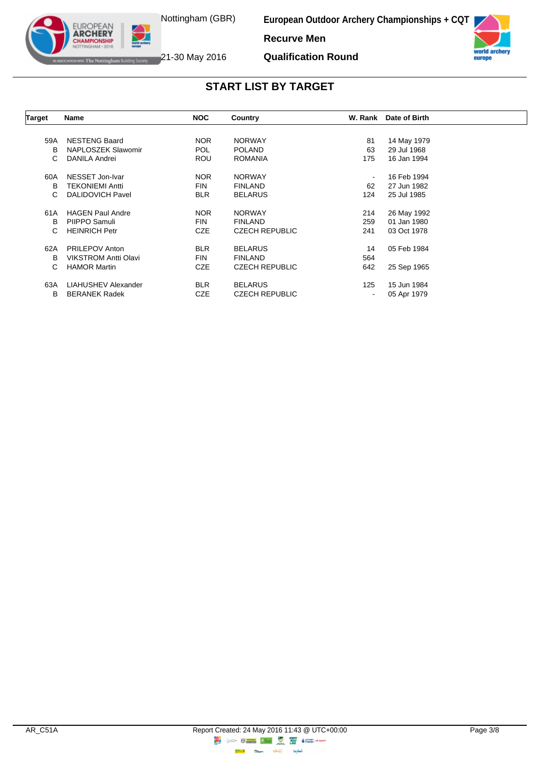## START LIST BY TARGET

| Target | Name | NOC | Country | W. Rank | Date of Birth |
|---|---|---|---|---|---|
| 59A | NESTENG Baard | NOR | NORWAY | 81 | 14 May 1979 |
| B | NAPLOSZEK Slawomir | POL | POLAND | 63 | 29 Jul 1968 |
| C | DANILA Andrei | ROU | ROMANIA | 175 | 16 Jan 1994 |
| 60A | NESSET Jon-Ivar | NOR | NORWAY | - | 16 Feb 1994 |
| B | TEKONIEMI Antti | FIN | FINLAND | 62 | 27 Jun 1982 |
| C | DALIDOVICH Pavel | BLR | BELARUS | 124 | 25 Jul 1985 |
| 61A | HAGEN Paul Andre | NOR | NORWAY | 214 | 26 May 1992 |
| B | PIIPPO Samuli | FIN | FINLAND | 259 | 01 Jan 1980 |
| C | HEINRICH Petr | CZE | CZECH REPUBLIC | 241 | 03 Oct 1978 |
| 62A | PRILEPOV Anton | BLR | BELARUS | 14 | 05 Feb 1984 |
| B | VIKSTROM Antti Olavi | FIN | FINLAND | 564 | |
| C | HAMOR Martin | CZE | CZECH REPUBLIC | 642 | 25 Sep 1965 |
| 63A | LIAHUSHEV Alexander | BLR | BELARUS | 125 | 15 Jun 1984 |
| B | BERANEK Radek | CZE | CZECH REPUBLIC | - | 05 Apr 1979 |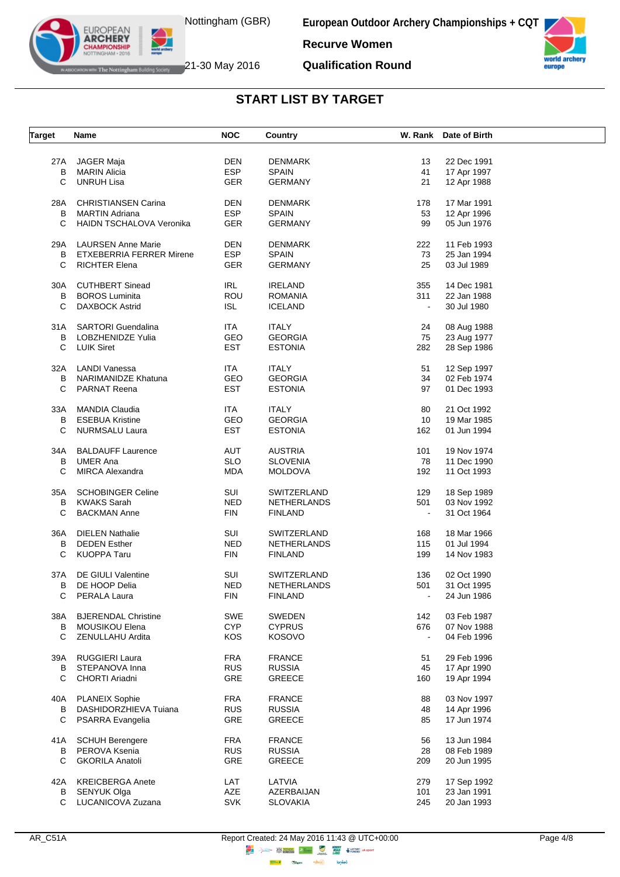# European Outdoor Archery Championships + CQT

Nottingham (GBR)
21-30 May 2016

## Recurve Women

## Qualification Round

### START LIST BY TARGET

| Target | Name | NOC | Country | W. Rank | Date of Birth |
|---|---|---|---|---|---|
| 27A | JAGER Maja | DEN | DENMARK | 13 | 22 Dec 1991 |
| B | MARIN Alicia | ESP | SPAIN | 41 | 17 Apr 1997 |
| C | UNRUH Lisa | GER | GERMANY | 21 | 12 Apr 1988 |
| 28A | CHRISTIANSEN Carina | DEN | DENMARK | 178 | 17 Mar 1991 |
| B | MARTIN Adriana | ESP | SPAIN | 53 | 12 Apr 1996 |
| C | HAIDN TSCHALOVA Veronika | GER | GERMANY | 99 | 05 Jun 1976 |
| 29A | LAURSEN Anne Marie | DEN | DENMARK | 222 | 11 Feb 1993 |
| B | ETXEBERRIA FERRER Mirene | ESP | SPAIN | 73 | 25 Jan 1994 |
| C | RICHTER Elena | GER | GERMANY | 25 | 03 Jul 1989 |
| 30A | CUTHBERT Sinead | IRL | IRELAND | 355 | 14 Dec 1981 |
| B | BOROS Luminita | ROU | ROMANIA | 311 | 22 Jan 1988 |
| C | DAXBOCK Astrid | ISL | ICELAND | - | 30 Jul 1980 |
| 31A | SARTORI Guendalina | ITA | ITALY | 24 | 08 Aug 1988 |
| B | LOBZHENIDZE Yulia | GEO | GEORGIA | 75 | 23 Aug 1977 |
| C | LUIK Siret | EST | ESTONIA | 282 | 28 Sep 1986 |
| 32A | LANDI Vanessa | ITA | ITALY | 51 | 12 Sep 1997 |
| B | NARIMANIDZE Khatuna | GEO | GEORGIA | 34 | 02 Feb 1974 |
| C | PARNAT Reena | EST | ESTONIA | 97 | 01 Dec 1993 |
| 33A | MANDIA Claudia | ITA | ITALY | 80 | 21 Oct 1992 |
| B | ESEBUA Kristine | GEO | GEORGIA | 10 | 19 Mar 1985 |
| C | NURMSALU Laura | EST | ESTONIA | 162 | 01 Jun 1994 |
| 34A | BALDAUFF Laurence | AUT | AUSTRIA | 101 | 19 Nov 1974 |
| B | UMER Ana | SLO | SLOVENIA | 78 | 11 Dec 1990 |
| C | MIRCA Alexandra | MDA | MOLDOVA | 192 | 11 Oct 1993 |
| 35A | SCHOBINGER Celine | SUI | SWITZERLAND | 129 | 18 Sep 1989 |
| B | KWAKS Sarah | NED | NETHERLANDS | 501 | 03 Nov 1992 |
| C | BACKMAN Anne | FIN | FINLAND | - | 31 Oct 1964 |
| 36A | DIELEN Nathalie | SUI | SWITZERLAND | 168 | 18 Mar 1966 |
| B | DEDEN Esther | NED | NETHERLANDS | 115 | 01 Jul 1994 |
| C | KUOPPA Taru | FIN | FINLAND | 199 | 14 Nov 1983 |
| 37A | DE GIULI Valentine | SUI | SWITZERLAND | 136 | 02 Oct 1990 |
| B | DE HOOP Delia | NED | NETHERLANDS | 501 | 31 Oct 1995 |
| C | PERALA Laura | FIN | FINLAND | - | 24 Jun 1986 |
| 38A | BJERENDAL Christine | SWE | SWEDEN | 142 | 03 Feb 1987 |
| B | MOUSIKOU Elena | CYP | CYPRUS | 676 | 07 Nov 1988 |
| C | ZENULLAHU Ardita | KOS | KOSOVO | - | 04 Feb 1996 |
| 39A | RUGGIERI Laura | FRA | FRANCE | 51 | 29 Feb 1996 |
| B | STEPANOVA Inna | RUS | RUSSIA | 45 | 17 Apr 1990 |
| C | CHORTI Ariadni | GRE | GREECE | 160 | 19 Apr 1994 |
| 40A | PLANEIX Sophie | FRA | FRANCE | 88 | 03 Nov 1997 |
| B | DASHIDORZHIEVA Tuiana | RUS | RUSSIA | 48 | 14 Apr 1996 |
| C | PSARRA Evangelia | GRE | GREECE | 85 | 17 Jun 1974 |
| 41A | SCHUH Berengere | FRA | FRANCE | 56 | 13 Jun 1984 |
| B | PEROVA Ksenia | RUS | RUSSIA | 28 | 08 Feb 1989 |
| C | GKORILA Anatoli | GRE | GREECE | 209 | 20 Jun 1995 |
| 42A | KREICBERGA Anete | LAT | LATVIA | 279 | 17 Sep 1992 |
| B | SENYUK Olga | AZE | AZERBAIJAN | 101 | 23 Jan 1991 |
| C | LUCANICOVA Zuzana | SVK | SLOVAKIA | 245 | 20 Jan 1993 |

AR_C51A    Report Created: 24 May 2016 11:43 @ UTC+00:00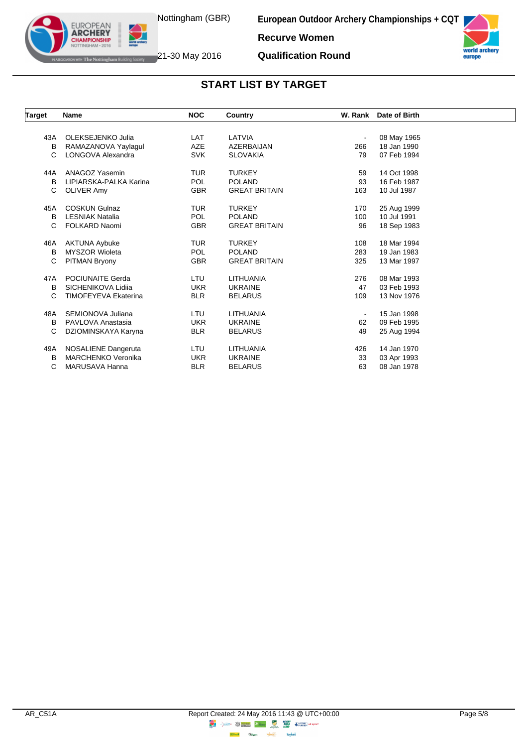European Outdoor Archery Championships + CQT

Recurve Women

Qualification Round

## START LIST BY TARGET

| Target | Name | NOC | Country | W. Rank | Date of Birth |
|---|---|---|---|---|---|
| 43A | OLEKSEJENKO Julia | LAT | LATVIA | - | 08 May 1965 |
| B | RAMAZANOVA Yaylagul | AZE | AZERBAIJAN | 266 | 18 Jan 1990 |
| C | LONGOVA Alexandra | SVK | SLOVAKIA | 79 | 07 Feb 1994 |
| 44A | ANAGOZ Yasemin | TUR | TURKEY | 59 | 14 Oct 1998 |
| B | LIPIARSKA-PALKA Karina | POL | POLAND | 93 | 16 Feb 1987 |
| C | OLIVER Amy | GBR | GREAT BRITAIN | 163 | 10 Jul 1987 |
| 45A | COSKUN Gulnaz | TUR | TURKEY | 170 | 25 Aug 1999 |
| B | LESNIAK Natalia | POL | POLAND | 100 | 10 Jul 1991 |
| C | FOLKARD Naomi | GBR | GREAT BRITAIN | 96 | 18 Sep 1983 |
| 46A | AKTUNA Aybuke | TUR | TURKEY | 108 | 18 Mar 1994 |
| B | MYSZOR Wioleta | POL | POLAND | 283 | 19 Jan 1983 |
| C | PITMAN Bryony | GBR | GREAT BRITAIN | 325 | 13 Mar 1997 |
| 47A | POCIUNAITE Gerda | LTU | LITHUANIA | 276 | 08 Mar 1993 |
| B | SICHENIKOVA Lidiia | UKR | UKRAINE | 47 | 03 Feb 1993 |
| C | TIMOFEYEVA Ekaterina | BLR | BELARUS | 109 | 13 Nov 1976 |
| 48A | SEMIONOVA Juliana | LTU | LITHUANIA | - | 15 Jan 1998 |
| B | PAVLOVA Anastasia | UKR | UKRAINE | 62 | 09 Feb 1995 |
| C | DZIOMINSKAYA Karyna | BLR | BELARUS | 49 | 25 Aug 1994 |
| 49A | NOSALIENE Dangeruta | LTU | LITHUANIA | 426 | 14 Jan 1970 |
| B | MARCHENKO Veronika | UKR | UKRAINE | 33 | 03 Apr 1993 |
| C | MARUSAVA Hanna | BLR | BELARUS | 63 | 08 Jan 1978 |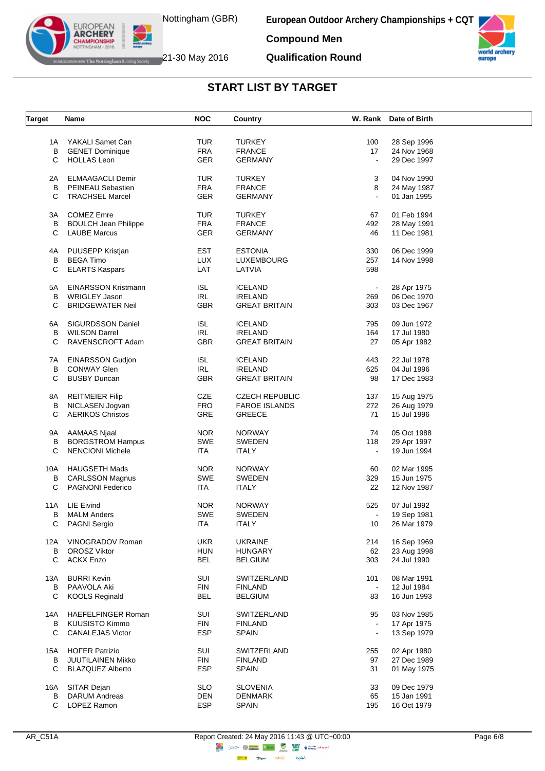# European Outdoor Archery Championships + CQT

Nottingham (GBR)

21-30 May 2016

## Compound Men

## Qualification Round

## START LIST BY TARGET

| Target | Name | NOC | Country | W. Rank | Date of Birth |
|---|---|---|---|---|---|
| 1A | YAKALI Samet Can | TUR | TURKEY | 100 | 28 Sep 1996 |
| B | GENET Dominique | FRA | FRANCE | 17 | 24 Nov 1968 |
| C | HOLLAS Leon | GER | GERMANY | - | 29 Dec 1997 |
| 2A | ELMAAGACLI Demir | TUR | TURKEY | 3 | 04 Nov 1990 |
| B | PEINEAU Sebastien | FRA | FRANCE | 8 | 24 May 1987 |
| C | TRACHSEL Marcel | GER | GERMANY | - | 01 Jan 1995 |
| 3A | COMEZ Emre | TUR | TURKEY | 67 | 01 Feb 1994 |
| B | BOULCH Jean Philippe | FRA | FRANCE | 492 | 28 May 1991 |
| C | LAUBE Marcus | GER | GERMANY | 46 | 11 Dec 1981 |
| 4A | PUUSEPP Kristjan | EST | ESTONIA | 330 | 06 Dec 1999 |
| B | BEGA Timo | LUX | LUXEMBOURG | 257 | 14 Nov 1998 |
| C | ELARTS Kaspars | LAT | LATVIA | 598 | |
| 5A | EINARSSON Kristmann | ISL | ICELAND | - | 28 Apr 1975 |
| B | WRIGLEY Jason | IRL | IRELAND | 269 | 06 Dec 1970 |
| C | BRIDGEWATER Neil | GBR | GREAT BRITAIN | 303 | 03 Dec 1967 |
| 6A | SIGURDSSON Daniel | ISL | ICELAND | 795 | 09 Jun 1972 |
| B | WILSON Darrel | IRL | IRELAND | 164 | 17 Jul 1980 |
| C | RAVENSCROFT Adam | GBR | GREAT BRITAIN | 27 | 05 Apr 1982 |
| 7A | EINARSSON Gudjon | ISL | ICELAND | 443 | 22 Jul 1978 |
| B | CONWAY Glen | IRL | IRELAND | 625 | 04 Jul 1996 |
| C | BUSBY Duncan | GBR | GREAT BRITAIN | 98 | 17 Dec 1983 |
| 8A | REITMEIER Filip | CZE | CZECH REPUBLIC | 137 | 15 Aug 1975 |
| B | NICLASEN Jogvan | FRO | FAROE ISLANDS | 272 | 26 Aug 1979 |
| C | AERIKOS Christos | GRE | GREECE | 71 | 15 Jul 1996 |
| 9A | AAMAAS Njaal | NOR | NORWAY | 74 | 05 Oct 1988 |
| B | BORGSTROM Hampus | SWE | SWEDEN | 118 | 29 Apr 1997 |
| C | NENCIONI Michele | ITA | ITALY | - | 19 Jun 1994 |
| 10A | HAUGSETH Mads | NOR | NORWAY | 60 | 02 Mar 1995 |
| B | CARLSSON Magnus | SWE | SWEDEN | 329 | 15 Jun 1975 |
| C | PAGNONI Federico | ITA | ITALY | 22 | 12 Nov 1987 |
| 11A | LIE Eivind | NOR | NORWAY | 525 | 07 Jul 1992 |
| B | MALM Anders | SWE | SWEDEN | - | 19 Sep 1981 |
| C | PAGNI Sergio | ITA | ITALY | 10 | 26 Mar 1979 |
| 12A | VINOGRADOV Roman | UKR | UKRAINE | 214 | 16 Sep 1969 |
| B | OROSZ Viktor | HUN | HUNGARY | 62 | 23 Aug 1998 |
| C | ACKX Enzo | BEL | BELGIUM | 303 | 24 Jul 1990 |
| 13A | BURRI Kevin | SUI | SWITZERLAND | 101 | 08 Mar 1991 |
| B | PAAVOLA Aki | FIN | FINLAND | - | 12 Jul 1984 |
| C | KOOLS Reginald | BEL | BELGIUM | 83 | 16 Jun 1993 |
| 14A | HAEFELFINGER Roman | SUI | SWITZERLAND | 95 | 03 Nov 1985 |
| B | KUUSISTO Kimmo | FIN | FINLAND | - | 17 Apr 1975 |
| C | CANALEJAS Victor | ESP | SPAIN | - | 13 Sep 1979 |
| 15A | HOFER Patrizio | SUI | SWITZERLAND | 255 | 02 Apr 1980 |
| B | JUUTILAINEN Mikko | FIN | FINLAND | 97 | 27 Dec 1989 |
| C | BLAZQUEZ Alberto | ESP | SPAIN | 31 | 01 May 1975 |
| 16A | SITAR Dejan | SLO | SLOVENIA | 33 | 09 Dec 1979 |
| B | DARUM Andreas | DEN | DENMARK | 65 | 15 Jan 1991 |
| C | LOPEZ Ramon | ESP | SPAIN | 195 | 16 Oct 1979 |

AR_C51A — Report Created: 24 May 2016 11:43 @ UTC+00:00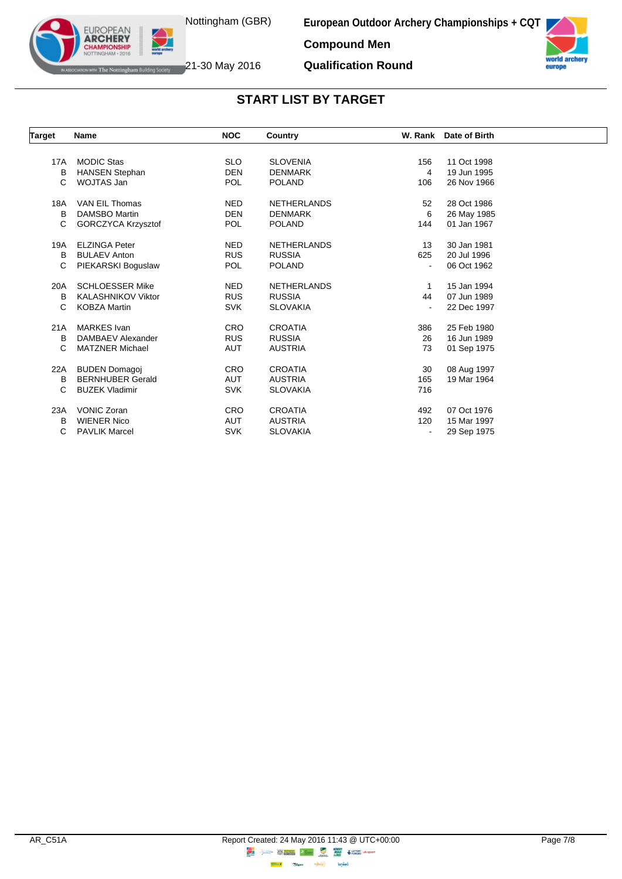# START LIST BY TARGET

| Target | Name | NOC | Country | W. Rank | Date of Birth |
|---|---|---|---|---|---|
| 17A | MODIC Stas | SLO | SLOVENIA | 156 | 11 Oct 1998 |
| B | HANSEN Stephan | DEN | DENMARK | 4 | 19 Jun 1995 |
| C | WOJTAS Jan | POL | POLAND | 106 | 26 Nov 1966 |
| 18A | VAN EIL Thomas | NED | NETHERLANDS | 52 | 28 Oct 1986 |
| B | DAMSBO Martin | DEN | DENMARK | 6 | 26 May 1985 |
| C | GORCZYCA Krzysztof | POL | POLAND | 144 | 01 Jan 1967 |
| 19A | ELZINGA Peter | NED | NETHERLANDS | 13 | 30 Jan 1981 |
| B | BULAEV Anton | RUS | RUSSIA | 625 | 20 Jul 1996 |
| C | PIEKARSKI Boguslaw | POL | POLAND | - | 06 Oct 1962 |
| 20A | SCHLOESSER Mike | NED | NETHERLANDS | 1 | 15 Jan 1994 |
| B | KALASHNIKOV Viktor | RUS | RUSSIA | 44 | 07 Jun 1989 |
| C | KOBZA Martin | SVK | SLOVAKIA | - | 22 Dec 1997 |
| 21A | MARKES Ivan | CRO | CROATIA | 386 | 25 Feb 1980 |
| B | DAMBAEV Alexander | RUS | RUSSIA | 26 | 16 Jun 1989 |
| C | MATZNER Michael | AUT | AUSTRIA | 73 | 01 Sep 1975 |
| 22A | BUDEN Domagoj | CRO | CROATIA | 30 | 08 Aug 1997 |
| B | BERNHUBER Gerald | AUT | AUSTRIA | 165 | 19 Mar 1964 |
| C | BUZEK Vladimir | SVK | SLOVAKIA | 716 | |
| 23A | VONIC Zoran | CRO | CROATIA | 492 | 07 Oct 1976 |
| B | WIENER Nico | AUT | AUSTRIA | 120 | 15 Mar 1997 |
| C | PAVLIK Marcel | SVK | SLOVAKIA | - | 29 Sep 1975 |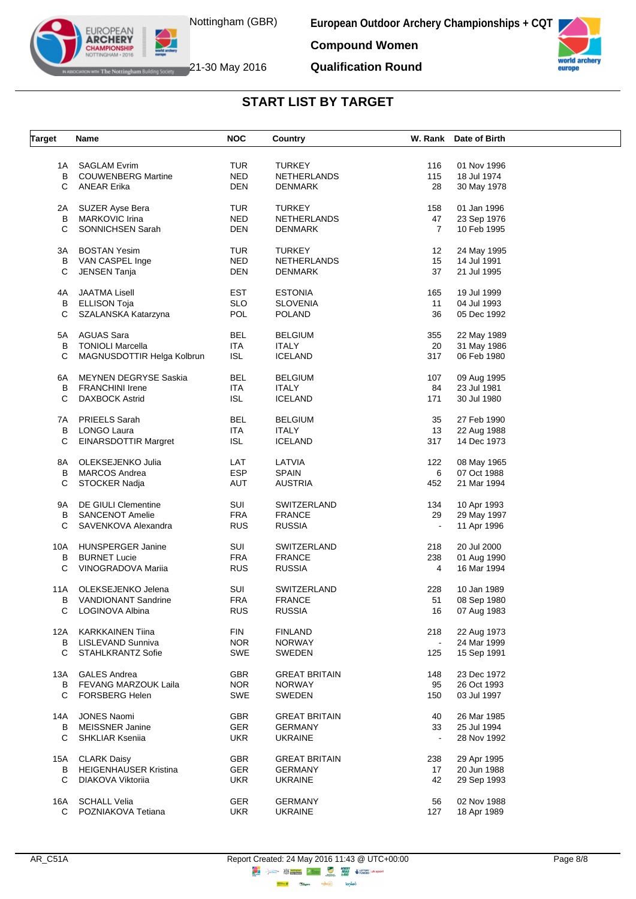Nottingham (GBR)

21-30 May 2016

**European Outdoor Archery Championships + CQT**

**Compound Women**

**Qualification Round**

## START LIST BY TARGET

| Target | Name | NOC | Country | W. Rank | Date of Birth |
|---|---|---|---|---|---|
| 1A | SAGLAM Evrim | TUR | TURKEY | 116 | 01 Nov 1996 |
| B | COUWENBERG Martine | NED | NETHERLANDS | 115 | 18 Jul 1974 |
| C | ANEAR Erika | DEN | DENMARK | 28 | 30 May 1978 |
| 2A | SUZER Ayse Bera | TUR | TURKEY | 158 | 01 Jan 1996 |
| B | MARKOVIC Irina | NED | NETHERLANDS | 47 | 23 Sep 1976 |
| C | SONNICHSEN Sarah | DEN | DENMARK | 7 | 10 Feb 1995 |
| 3A | BOSTAN Yesim | TUR | TURKEY | 12 | 24 May 1995 |
| B | VAN CASPEL Inge | NED | NETHERLANDS | 15 | 14 Jul 1991 |
| C | JENSEN Tanja | DEN | DENMARK | 37 | 21 Jul 1995 |
| 4A | JAATMA Lisell | EST | ESTONIA | 165 | 19 Jul 1999 |
| B | ELLISON Toja | SLO | SLOVENIA | 11 | 04 Jul 1993 |
| C | SZALANSKA Katarzyna | POL | POLAND | 36 | 05 Dec 1992 |
| 5A | AGUAS Sara | BEL | BELGIUM | 355 | 22 May 1989 |
| B | TONIOLI Marcella | ITA | ITALY | 20 | 31 May 1986 |
| C | MAGNUSDOTTIR Helga Kolbrun | ISL | ICELAND | 317 | 06 Feb 1980 |
| 6A | MEYNEN DEGRYSE Saskia | BEL | BELGIUM | 107 | 09 Aug 1995 |
| B | FRANCHINI Irene | ITA | ITALY | 84 | 23 Jul 1981 |
| C | DAXBOCK Astrid | ISL | ICELAND | 171 | 30 Jul 1980 |
| 7A | PRIEELS Sarah | BEL | BELGIUM | 35 | 27 Feb 1990 |
| B | LONGO Laura | ITA | ITALY | 13 | 22 Aug 1988 |
| C | EINARSDOTTIR Margret | ISL | ICELAND | 317 | 14 Dec 1973 |
| 8A | OLEKSEJENKO Julia | LAT | LATVIA | 122 | 08 May 1965 |
| B | MARCOS Andrea | ESP | SPAIN | 6 | 07 Oct 1988 |
| C | STOCKER Nadja | AUT | AUSTRIA | 452 | 21 Mar 1994 |
| 9A | DE GIULI Clementine | SUI | SWITZERLAND | 134 | 10 Apr 1993 |
| B | SANCENOT Amelie | FRA | FRANCE | 29 | 29 May 1997 |
| C | SAVENKOVA Alexandra | RUS | RUSSIA | - | 11 Apr 1996 |
| 10A | HUNSPERGER Janine | SUI | SWITZERLAND | 218 | 20 Jul 2000 |
| B | BURNET Lucie | FRA | FRANCE | 238 | 01 Aug 1990 |
| C | VINOGRADOVA Mariia | RUS | RUSSIA | 4 | 16 Mar 1994 |
| 11A | OLEKSEJENKO Jelena | SUI | SWITZERLAND | 228 | 10 Jan 1989 |
| B | VANDIONANT Sandrine | FRA | FRANCE | 51 | 08 Sep 1980 |
| C | LOGINOVA Albina | RUS | RUSSIA | 16 | 07 Aug 1983 |
| 12A | KARKKAINEN Tiina | FIN | FINLAND | 218 | 22 Aug 1973 |
| B | LISLEVAND Sunniva | NOR | NORWAY | - | 24 Mar 1999 |
| C | STAHLKRANTZ Sofie | SWE | SWEDEN | 125 | 15 Sep 1991 |
| 13A | GALES Andrea | GBR | GREAT BRITAIN | 148 | 23 Dec 1972 |
| B | FEVANG MARZOUK Laila | NOR | NORWAY | 95 | 26 Oct 1993 |
| C | FORSBERG Helen | SWE | SWEDEN | 150 | 03 Jul 1997 |
| 14A | JONES Naomi | GBR | GREAT BRITAIN | 40 | 26 Mar 1985 |
| B | MEISSNER Janine | GER | GERMANY | 33 | 25 Jul 1994 |
| C | SHKLIAR Kseniia | UKR | UKRAINE | - | 28 Nov 1992 |
| 15A | CLARK Daisy | GBR | GREAT BRITAIN | 238 | 29 Apr 1995 |
| B | HEIGENHAUSER Kristina | GER | GERMANY | 17 | 20 Jun 1988 |
| C | DIAKOVA Viktoriia | UKR | UKRAINE | 42 | 29 Sep 1993 |
| 16A | SCHALL Velia | GER | GERMANY | 56 | 02 Nov 1988 |
| C | POZNIAKOVA Tetiana | UKR | UKRAINE | 127 | 18 Apr 1989 |

AR_C51A — Report Created: 24 May 2016 11:43 @ UTC+00:00